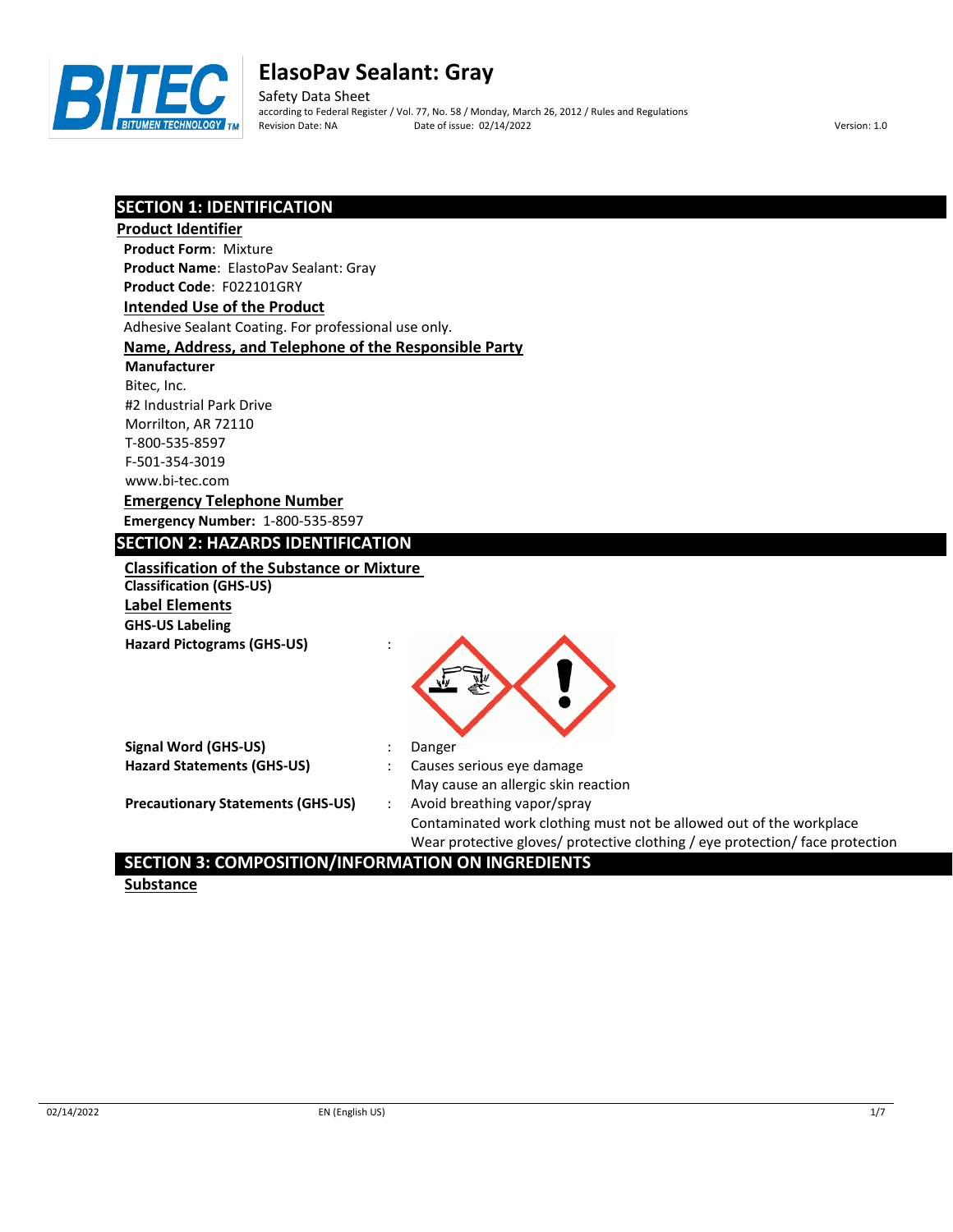# ElasoPav Sealant: Gray

Safety Data Sheet
according to Federal Register / Vol. 77, No. 58 / Monday, March 26, 2012 / Rules and Regulations
Revision Date: NA Date of issue: 02/14/2022 Version: 1.0

## SECTION 1: IDENTIFICATION

### Product Identifier

**Product Form**: Mixture
**Product Name**: ElastoPav Sealant: Gray
**Product Code**: F022101GRY

### Intended Use of the Product

Adhesive Sealant Coating. For professional use only.

### Name, Address, and Telephone of the Responsible Party

**Manufacturer**
Bitec, Inc.
#2 Industrial Park Drive
Morrilton, AR 72110
T-800-535-8597
F-501-354-3019
www.bi-tec.com

### Emergency Telephone Number

**Emergency Number:** 1-800-535-8597

## SECTION 2: HAZARDS IDENTIFICATION

### Classification of the Substance or Mixture

**Classification (GHS-US)**

### Label Elements

**GHS-US Labeling**

**Hazard Pictograms (GHS-US)** :

**Signal Word (GHS-US)** : Danger

**Hazard Statements (GHS-US)** : Causes serious eye damage
May cause an allergic skin reaction

**Precautionary Statements (GHS-US)** : Avoid breathing vapor/spray
Contaminated work clothing must not be allowed out of the workplace
Wear protective gloves/ protective clothing / eye protection/ face protection

## SECTION 3: COMPOSITION/INFORMATION ON INGREDIENTS

### Substance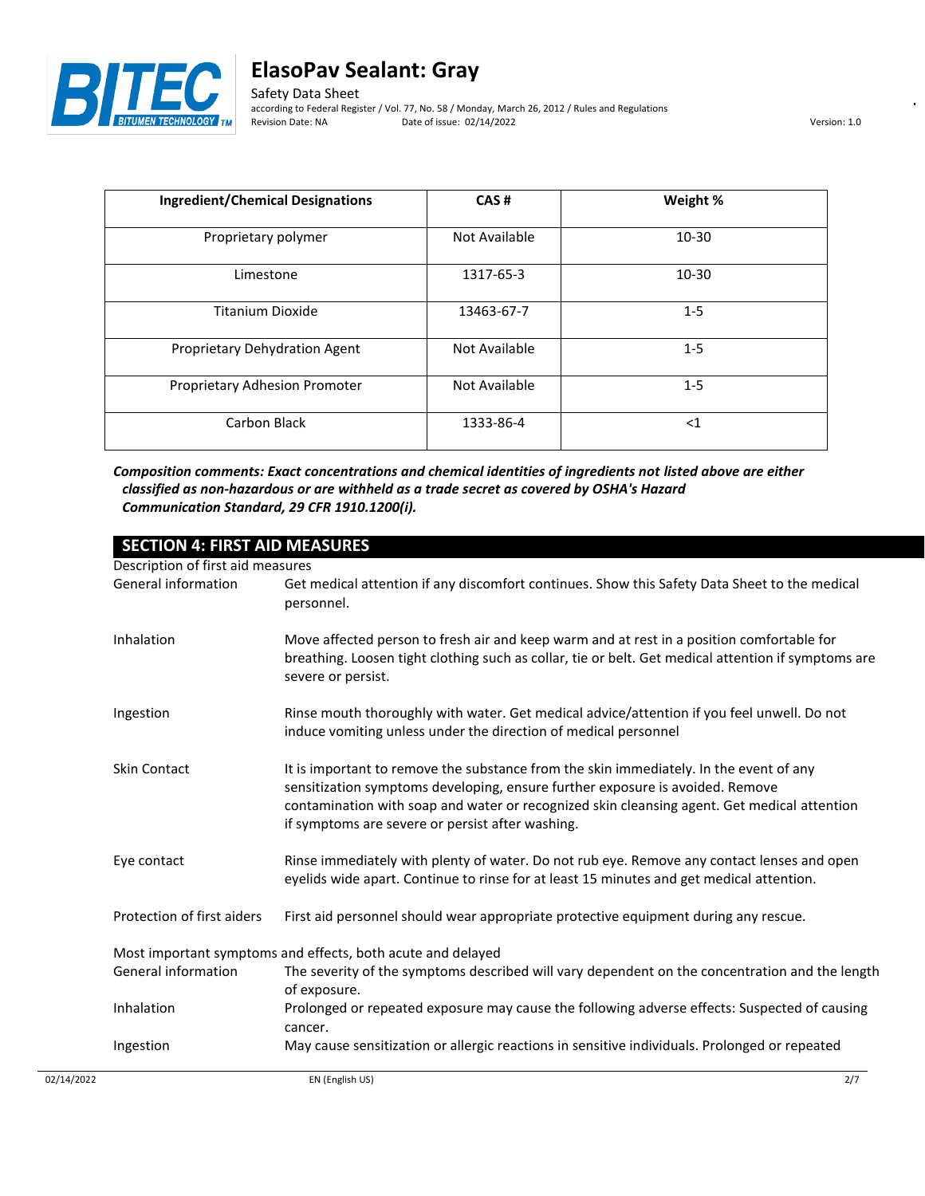| Ingredient/Chemical Designations | CAS # | Weight % |
|---|---|---|
| Proprietary polymer | Not Available | 10-30 |
| Limestone | 1317-65-3 | 10-30 |
| Titanium Dioxide | 13463-67-7 | 1-5 |
| Proprietary Dehydration Agent | Not Available | 1-5 |
| Proprietary Adhesion Promoter | Not Available | 1-5 |
| Carbon Black | 1333-86-4 | <1 |

***Composition comments: Exact concentrations and chemical identities of ingredients not listed above are either classified as non-hazardous or are withheld as a trade secret as covered by OSHA's Hazard Communication Standard, 29 CFR 1910.1200(i).***

## SECTION 4: FIRST AID MEASURES

Description of first aid measures

| | |
|---|---|
| General information | Get medical attention if any discomfort continues. Show this Safety Data Sheet to the medical personnel. |
| Inhalation | Move affected person to fresh air and keep warm and at rest in a position comfortable for breathing. Loosen tight clothing such as collar, tie or belt. Get medical attention if symptoms are severe or persist. |
| Ingestion | Rinse mouth thoroughly with water. Get medical advice/attention if you feel unwell. Do not induce vomiting unless under the direction of medical personnel |
| Skin Contact | It is important to remove the substance from the skin immediately. In the event of any sensitization symptoms developing, ensure further exposure is avoided. Remove contamination with soap and water or recognized skin cleansing agent. Get medical attention if symptoms are severe or persist after washing. |
| Eye contact | Rinse immediately with plenty of water. Do not rub eye. Remove any contact lenses and open eyelids wide apart. Continue to rinse for at least 15 minutes and get medical attention. |
| Protection of first aiders | First aid personnel should wear appropriate protective equipment during any rescue. |

Most important symptoms and effects, both acute and delayed

| | |
|---|---|
| General information | The severity of the symptoms described will vary dependent on the concentration and the length of exposure. |
| Inhalation | Prolonged or repeated exposure may cause the following adverse effects: Suspected of causing cancer. |
| Ingestion | May cause sensitization or allergic reactions in sensitive individuals. Prolonged or repeated |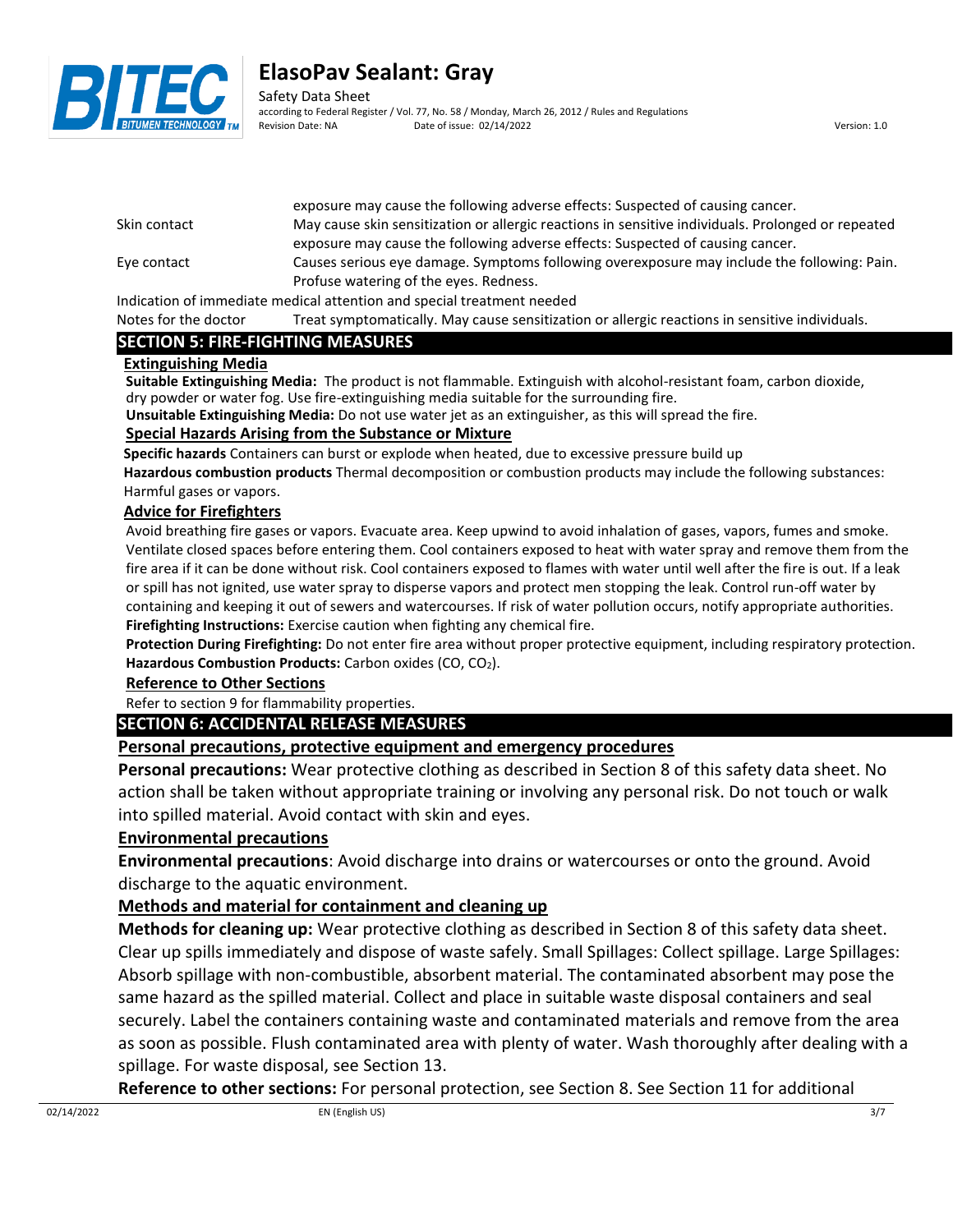exposure may cause the following adverse effects: Suspected of causing cancer.

Skin contact — May cause skin sensitization or allergic reactions in sensitive individuals. Prolonged or repeated exposure may cause the following adverse effects: Suspected of causing cancer.

Eye contact — Causes serious eye damage. Symptoms following overexposure may include the following: Pain. Profuse watering of the eyes. Redness.

Indication of immediate medical attention and special treatment needed

Notes for the doctor — Treat symptomatically. May cause sensitization or allergic reactions in sensitive individuals.

## SECTION 5: FIRE-FIGHTING MEASURES

### Extinguishing Media

**Suitable Extinguishing Media:** The product is not flammable. Extinguish with alcohol-resistant foam, carbon dioxide, dry powder or water fog. Use fire-extinguishing media suitable for the surrounding fire.

**Unsuitable Extinguishing Media:** Do not use water jet as an extinguisher, as this will spread the fire.

### Special Hazards Arising from the Substance or Mixture

**Specific hazards** Containers can burst or explode when heated, due to excessive pressure build up

**Hazardous combustion products** Thermal decomposition or combustion products may include the following substances: Harmful gases or vapors.

### Advice for Firefighters

Avoid breathing fire gases or vapors. Evacuate area. Keep upwind to avoid inhalation of gases, vapors, fumes and smoke. Ventilate closed spaces before entering them. Cool containers exposed to heat with water spray and remove them from the fire area if it can be done without risk. Cool containers exposed to flames with water until well after the fire is out. If a leak or spill has not ignited, use water spray to disperse vapors and protect men stopping the leak. Control run-off water by containing and keeping it out of sewers and watercourses. If risk of water pollution occurs, notify appropriate authorities.

**Firefighting Instructions:** Exercise caution when fighting any chemical fire.

**Protection During Firefighting:** Do not enter fire area without proper protective equipment, including respiratory protection.

**Hazardous Combustion Products:** Carbon oxides (CO, $CO_2$).

### Reference to Other Sections

Refer to section 9 for flammability properties.

## SECTION 6: ACCIDENTAL RELEASE MEASURES

### Personal precautions, protective equipment and emergency procedures

**Personal precautions:** Wear protective clothing as described in Section 8 of this safety data sheet. No action shall be taken without appropriate training or involving any personal risk. Do not touch or walk into spilled material. Avoid contact with skin and eyes.

### Environmental precautions

**Environmental precautions**: Avoid discharge into drains or watercourses or onto the ground. Avoid discharge to the aquatic environment.

### Methods and material for containment and cleaning up

**Methods for cleaning up:** Wear protective clothing as described in Section 8 of this safety data sheet. Clear up spills immediately and dispose of waste safely. Small Spillages: Collect spillage. Large Spillages: Absorb spillage with non-combustible, absorbent material. The contaminated absorbent may pose the same hazard as the spilled material. Collect and place in suitable waste disposal containers and seal securely. Label the containers containing waste and contaminated materials and remove from the area as soon as possible. Flush contaminated area with plenty of water. Wash thoroughly after dealing with a spillage. For waste disposal, see Section 13.

**Reference to other sections:** For personal protection, see Section 8. See Section 11 for additional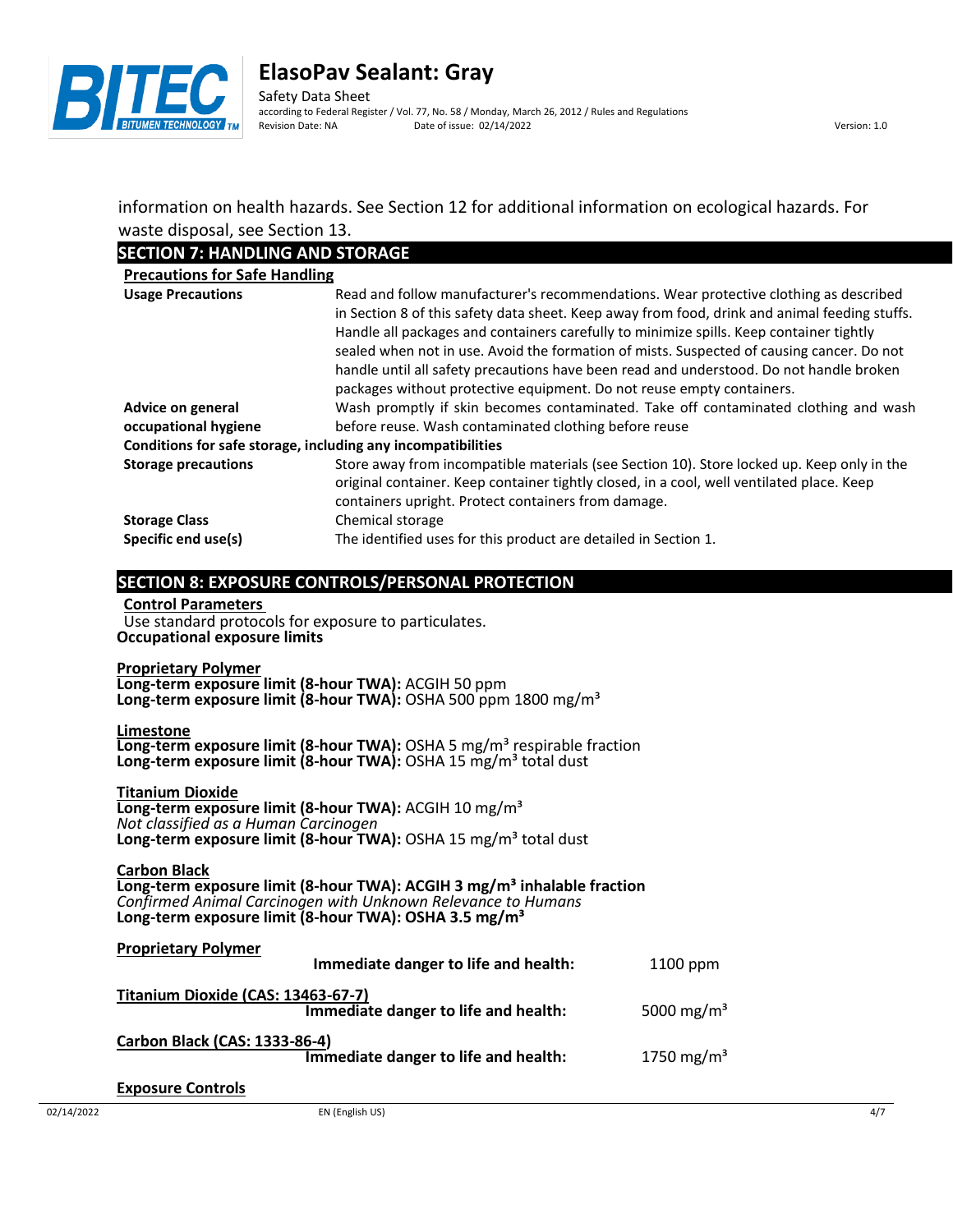information on health hazards. See Section 12 for additional information on ecological hazards. For waste disposal, see Section 13.

## SECTION 7: HANDLING AND STORAGE

**Precautions for Safe Handling**

| | |
|---|---|
| **Usage Precautions** | Read and follow manufacturer's recommendations. Wear protective clothing as described in Section 8 of this safety data sheet. Keep away from food, drink and animal feeding stuffs. Handle all packages and containers carefully to minimize spills. Keep container tightly sealed when not in use. Avoid the formation of mists. Suspected of causing cancer. Do not handle until all safety precautions have been read and understood. Do not handle broken packages without protective equipment. Do not reuse empty containers. |
| **Advice on general occupational hygiene** | Wash promptly if skin becomes contaminated. Take off contaminated clothing and wash before reuse. Wash contaminated clothing before reuse |

**Conditions for safe storage, including any incompatibilities**

| | |
|---|---|
| **Storage precautions** | Store away from incompatible materials (see Section 10). Store locked up. Keep only in the original container. Keep container tightly closed, in a cool, well ventilated place. Keep containers upright. Protect containers from damage. |
| **Storage Class** | Chemical storage |
| **Specific end use(s)** | The identified uses for this product are detailed in Section 1. |

## SECTION 8: EXPOSURE CONTROLS/PERSONAL PROTECTION

**Control Parameters**

Use standard protocols for exposure to particulates.

**Occupational exposure limits**

**Proprietary Polymer**
**Long-term exposure limit (8-hour TWA):** ACGIH 50 ppm
**Long-term exposure limit (8-hour TWA):** OSHA 500 ppm 1800 mg/m³

**Limestone**
**Long-term exposure limit (8-hour TWA):** OSHA 5 mg/m³ respirable fraction
**Long-term exposure limit (8-hour TWA):** OSHA 15 mg/m³ total dust

**Titanium Dioxide**
**Long-term exposure limit (8-hour TWA):** ACGIH 10 mg/m³
*Not classified as a Human Carcinogen*
**Long-term exposure limit (8-hour TWA):** OSHA 15 mg/m³ total dust

**Carbon Black**
**Long-term exposure limit (8-hour TWA): ACGIH 3 mg/m³ inhalable fraction**
*Confirmed Animal Carcinogen with Unknown Relevance to Humans*
**Long-term exposure limit (8-hour TWA): OSHA 3.5 mg/m³**

| | | |
|---|---|---|
| **Proprietary Polymer** | **Immediate danger to life and health:** | 1100 ppm |
| **Titanium Dioxide (CAS: 13463-67-7)** | **Immediate danger to life and health:** | 5000 mg/m³ |
| **Carbon Black (CAS: 1333-86-4)** | **Immediate danger to life and health:** | 1750 mg/m³ |

**Exposure Controls**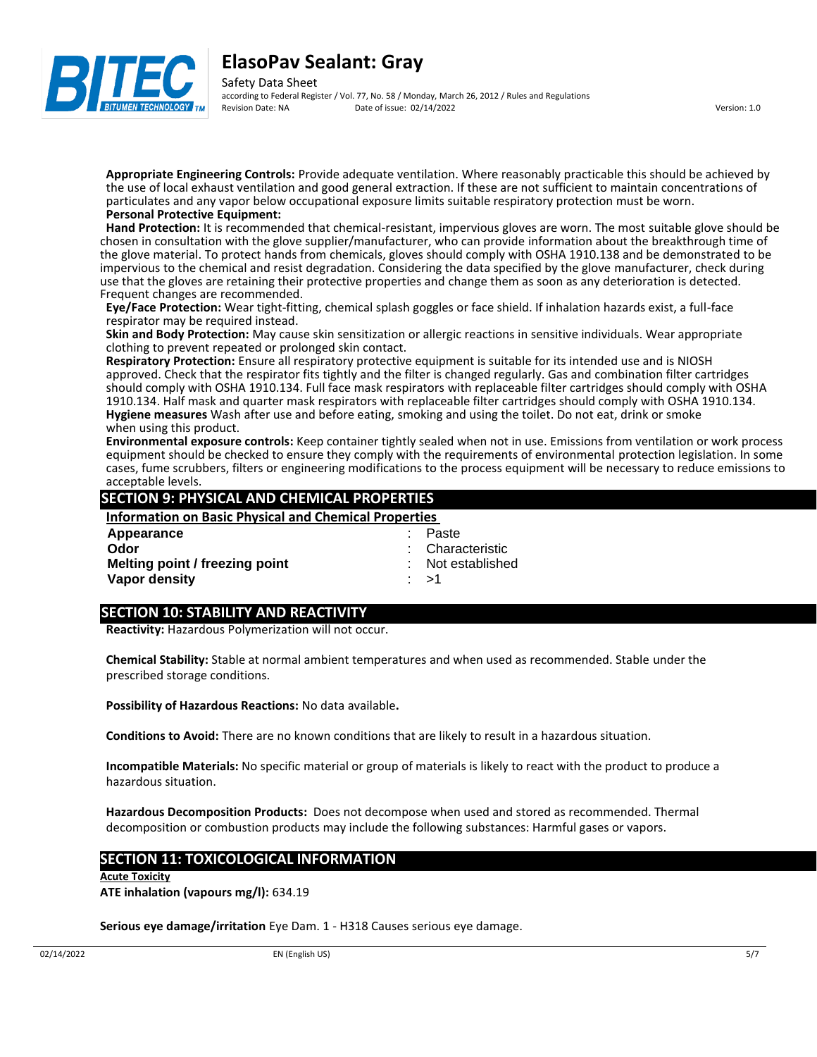**Appropriate Engineering Controls:** Provide adequate ventilation. Where reasonably practicable this should be achieved by the use of local exhaust ventilation and good general extraction. If these are not sufficient to maintain concentrations of particulates and any vapor below occupational exposure limits suitable respiratory protection must be worn.

**Personal Protective Equipment:**

**Hand Protection:** It is recommended that chemical-resistant, impervious gloves are worn. The most suitable glove should be chosen in consultation with the glove supplier/manufacturer, who can provide information about the breakthrough time of the glove material. To protect hands from chemicals, gloves should comply with OSHA 1910.138 and be demonstrated to be impervious to the chemical and resist degradation. Considering the data specified by the glove manufacturer, check during use that the gloves are retaining their protective properties and change them as soon as any deterioration is detected. Frequent changes are recommended.

**Eye/Face Protection:** Wear tight-fitting, chemical splash goggles or face shield. If inhalation hazards exist, a full-face respirator may be required instead.

**Skin and Body Protection:** May cause skin sensitization or allergic reactions in sensitive individuals. Wear appropriate clothing to prevent repeated or prolonged skin contact.

**Respiratory Protection:** Ensure all respiratory protective equipment is suitable for its intended use and is NIOSH approved. Check that the respirator fits tightly and the filter is changed regularly. Gas and combination filter cartridges should comply with OSHA 1910.134. Full face mask respirators with replaceable filter cartridges should comply with OSHA 1910.134. Half mask and quarter mask respirators with replaceable filter cartridges should comply with OSHA 1910.134.

**Hygiene measures** Wash after use and before eating, smoking and using the toilet. Do not eat, drink or smoke when using this product.

**Environmental exposure controls:** Keep container tightly sealed when not in use. Emissions from ventilation or work process equipment should be checked to ensure they comply with the requirements of environmental protection legislation. In some cases, fume scrubbers, filters or engineering modifications to the process equipment will be necessary to reduce emissions to acceptable levels.

## SECTION 9: PHYSICAL AND CHEMICAL PROPERTIES

**Information on Basic Physical and Chemical Properties**

| | | |
|---|---|---|
| **Appearance** | : | Paste |
| **Odor** | : | Characteristic |
| **Melting point / freezing point** | : | Not established |
| **Vapor density** | : | >1 |

## SECTION 10: STABILITY AND REACTIVITY

**Reactivity:** Hazardous Polymerization will not occur.

**Chemical Stability:** Stable at normal ambient temperatures and when used as recommended. Stable under the prescribed storage conditions.

**Possibility of Hazardous Reactions:** No data available.

**Conditions to Avoid:** There are no known conditions that are likely to result in a hazardous situation.

**Incompatible Materials:** No specific material or group of materials is likely to react with the product to produce a hazardous situation.

**Hazardous Decomposition Products:** Does not decompose when used and stored as recommended. Thermal decomposition or combustion products may include the following substances: Harmful gases or vapors.

## SECTION 11: TOXICOLOGICAL INFORMATION

**Acute Toxicity**

**ATE inhalation (vapours mg/l):** 634.19

**Serious eye damage/irritation** Eye Dam. 1 - H318 Causes serious eye damage.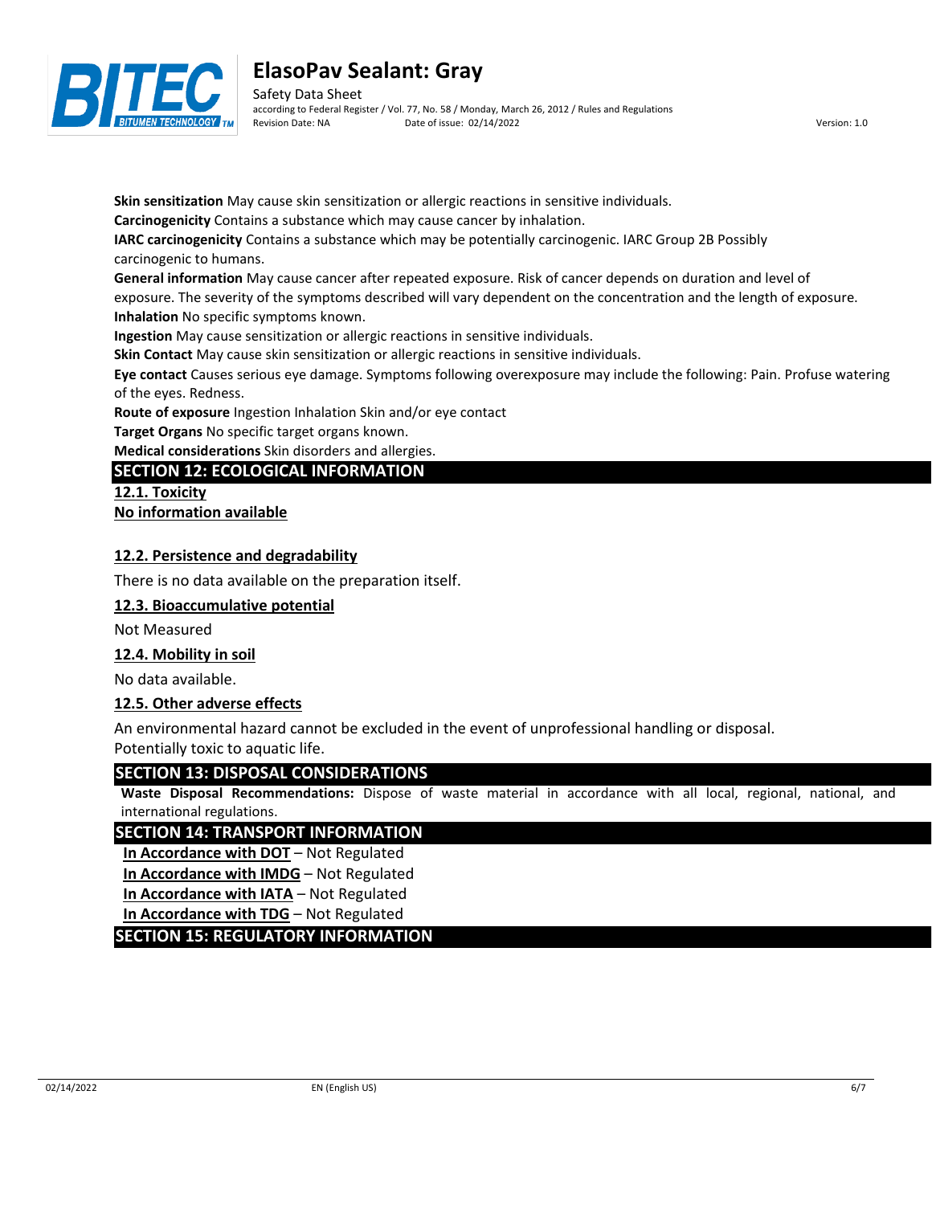**Skin sensitization** May cause skin sensitization or allergic reactions in sensitive individuals.
**Carcinogenicity** Contains a substance which may cause cancer by inhalation.
**IARC carcinogenicity** Contains a substance which may be potentially carcinogenic. IARC Group 2B Possibly carcinogenic to humans.
**General information** May cause cancer after repeated exposure. Risk of cancer depends on duration and level of exposure. The severity of the symptoms described will vary dependent on the concentration and the length of exposure.
**Inhalation** No specific symptoms known.
**Ingestion** May cause sensitization or allergic reactions in sensitive individuals.
**Skin Contact** May cause skin sensitization or allergic reactions in sensitive individuals.
**Eye contact** Causes serious eye damage. Symptoms following overexposure may include the following: Pain. Profuse watering of the eyes. Redness.
**Route of exposure** Ingestion Inhalation Skin and/or eye contact
**Target Organs** No specific target organs known.
**Medical considerations** Skin disorders and allergies.

## SECTION 12: ECOLOGICAL INFORMATION

### 12.1. Toxicity

**No information available**

### 12.2. Persistence and degradability

There is no data available on the preparation itself.

### 12.3. Bioaccumulative potential

Not Measured

### 12.4. Mobility in soil

No data available.

### 12.5. Other adverse effects

An environmental hazard cannot be excluded in the event of unprofessional handling or disposal.
Potentially toxic to aquatic life.

## SECTION 13: DISPOSAL CONSIDERATIONS

**Waste Disposal Recommendations:** Dispose of waste material in accordance with all local, regional, national, and international regulations.

## SECTION 14: TRANSPORT INFORMATION

**In Accordance with DOT** – Not Regulated
**In Accordance with IMDG** – Not Regulated
**In Accordance with IATA** – Not Regulated
**In Accordance with TDG** – Not Regulated

## SECTION 15: REGULATORY INFORMATION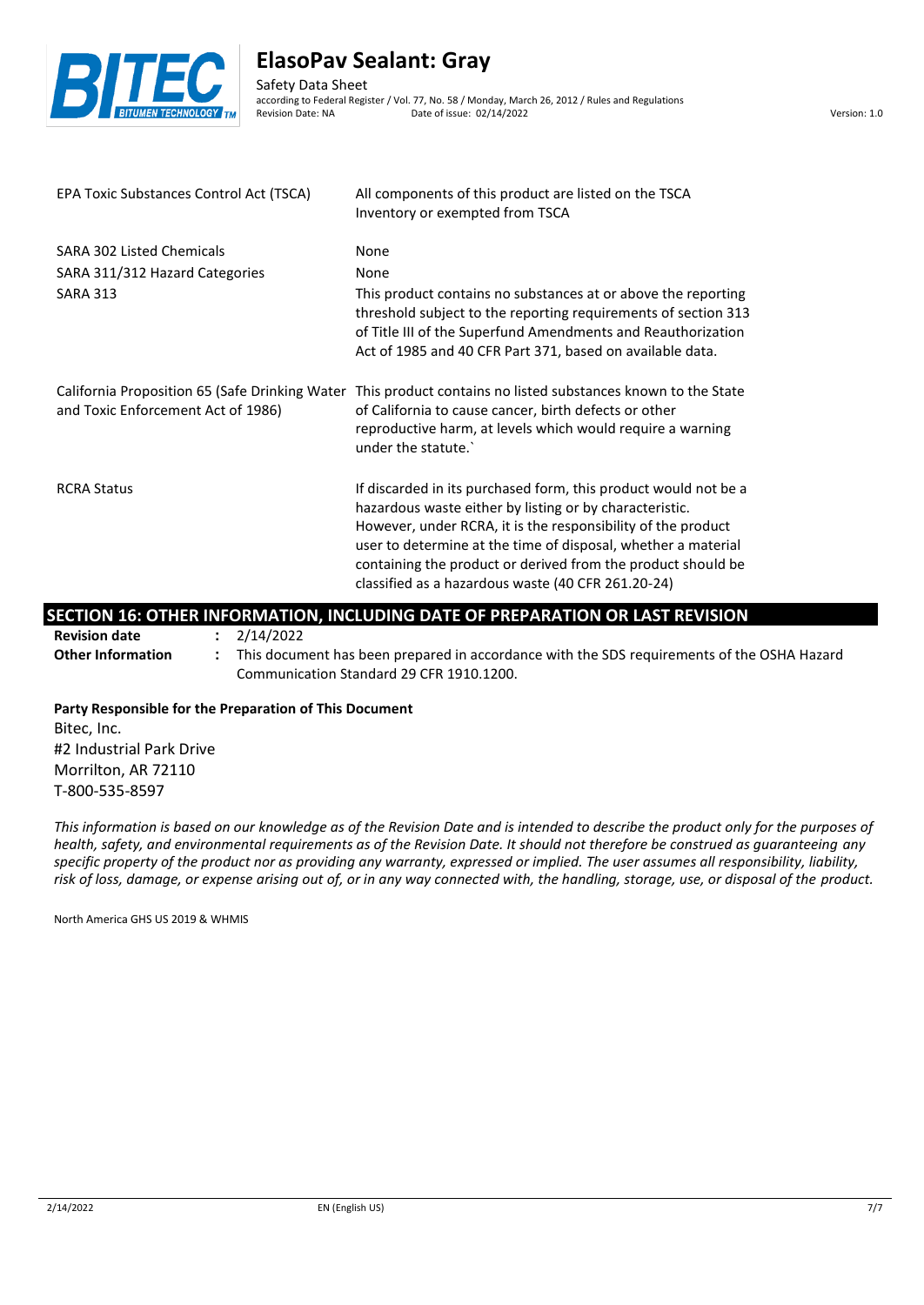| | |
|---|---|
| EPA Toxic Substances Control Act (TSCA) | All components of this product are listed on the TSCA Inventory or exempted from TSCA |
| SARA 302 Listed Chemicals | None |
| SARA 311/312 Hazard Categories | None |
| SARA 313 | This product contains no substances at or above the reporting threshold subject to the reporting requirements of section 313 of Title III of the Superfund Amendments and Reauthorization Act of 1985 and 40 CFR Part 371, based on available data. |
| California Proposition 65 (Safe Drinking Water and Toxic Enforcement Act of 1986) | This product contains no listed substances known to the State of California to cause cancer, birth defects or other reproductive harm, at levels which would require a warning under the statute.` |
| RCRA Status | If discarded in its purchased form, this product would not be a hazardous waste either by listing or by characteristic. However, under RCRA, it is the responsibility of the product user to determine at the time of disposal, whether a material containing the product or derived from the product should be classified as a hazardous waste (40 CFR 261.20-24) |

## SECTION 16: OTHER INFORMATION, INCLUDING DATE OF PREPARATION OR LAST REVISION

**Revision date** : 2/14/2022

**Other Information** : This document has been prepared in accordance with the SDS requirements of the OSHA Hazard Communication Standard 29 CFR 1910.1200.

**Party Responsible for the Preparation of This Document**

Bitec, Inc.
#2 Industrial Park Drive
Morrilton, AR 72110
T-800-535-8597

*This information is based on our knowledge as of the Revision Date and is intended to describe the product only for the purposes of health, safety, and environmental requirements as of the Revision Date. It should not therefore be construed as guaranteeing any specific property of the product nor as providing any warranty, expressed or implied. The user assumes all responsibility, liability, risk of loss, damage, or expense arising out of, or in any way connected with, the handling, storage, use, or disposal of the product.*

North America GHS US 2019 & WHMIS